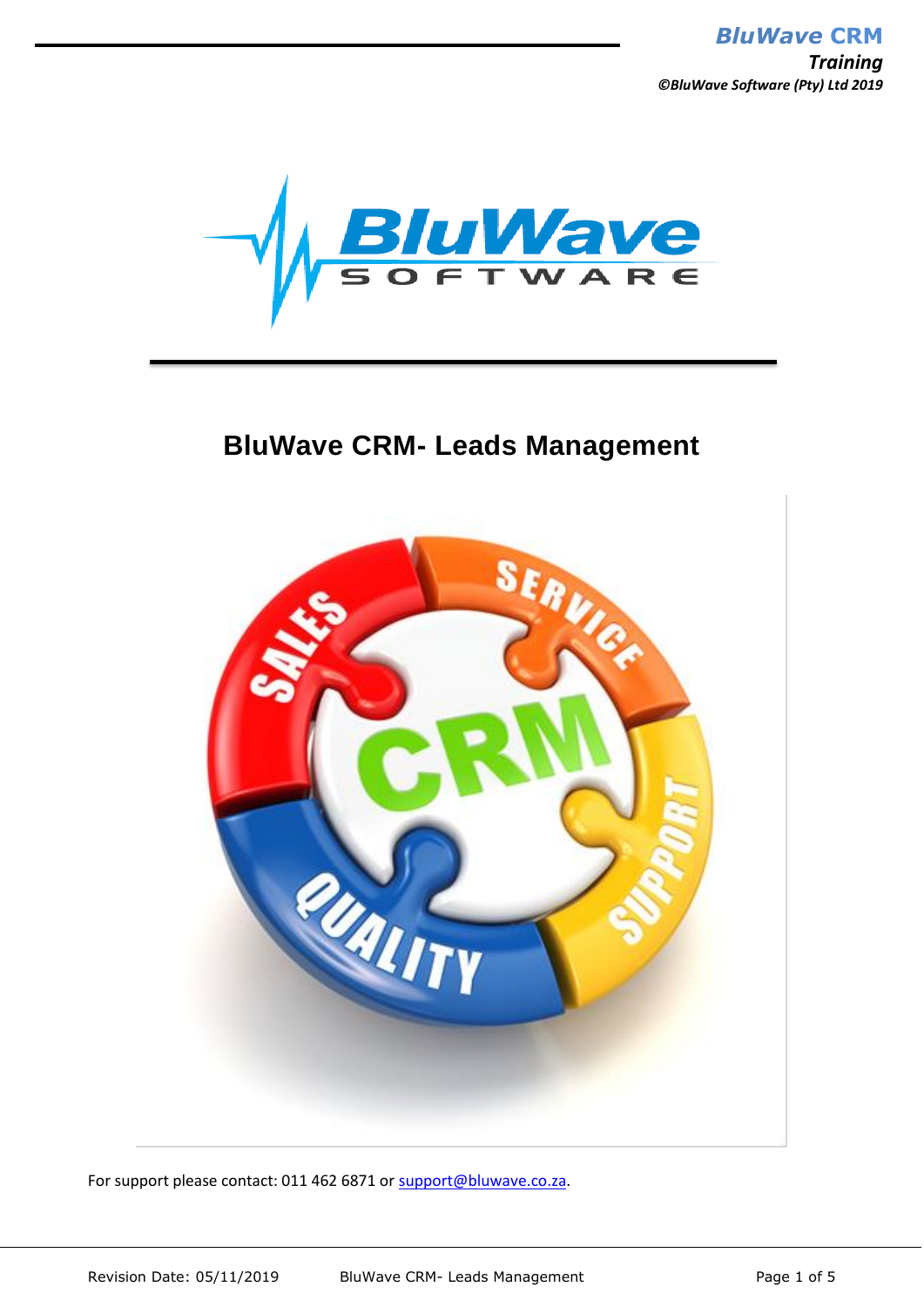# BluWave CRM- Leads Management

For support please contact: 011 462 6871 or [support@bluwave.co.za](mailto:support@bluwave.co.za).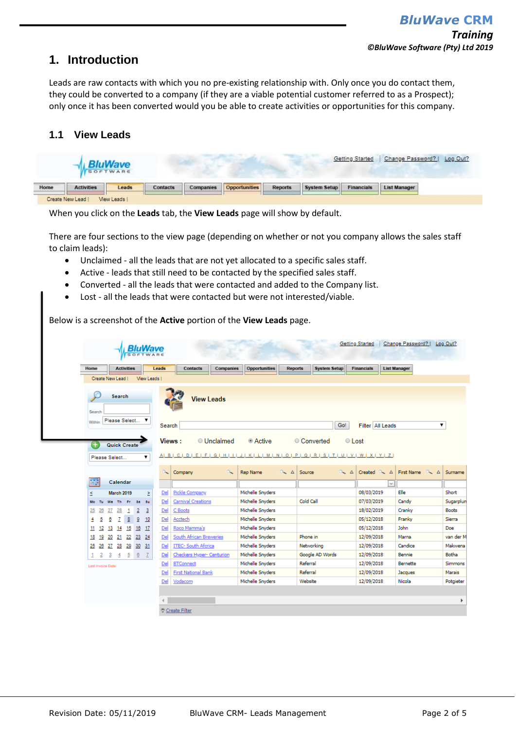# 1. Introduction

Leads are raw contacts with which you no pre-existing relationship with. Only once you do contact them, they could be converted to a company (if they are a viable potential customer referred to as a Prospect); only once it has been converted would you be able to create activities or opportunities for this company.

## 1.1 View Leads

When you click on the **Leads** tab, the **View Leads** page will show by default.

There are four sections to the view page (depending on whether or not you company allows the sales staff to claim leads):

- Unclaimed - all the leads that are not yet allocated to a specific sales staff.
- Active - leads that still need to be contacted by the specified sales staff.
- Converted - all the leads that were contacted and added to the Company list.
- Lost - all the leads that were contacted but were not interested/viable.

Below is a screenshot of the **Active** portion of the **View Leads** page.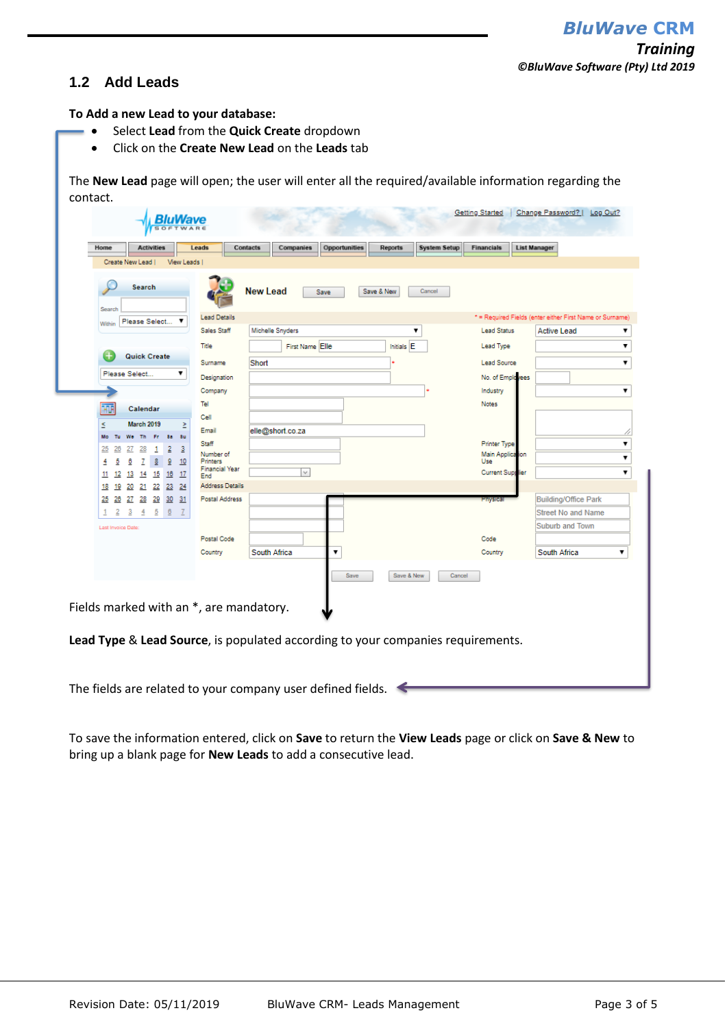## 1.2 Add Leads

**To Add a new Lead to your database:**

- Select **Lead** from the **Quick Create** dropdown
- Click on the **Create New Lead** on the **Leads** tab

The **New Lead** page will open; the user will enter all the required/available information regarding the contact.

Fields marked with an *, are mandatory.

**Lead Type** & **Lead Source**, is populated according to your companies requirements.

The fields are related to your company user defined fields.

To save the information entered, click on **Save** to return the **View Leads** page or click on **Save & New** to bring up a blank page for **New Leads** to add a consecutive lead.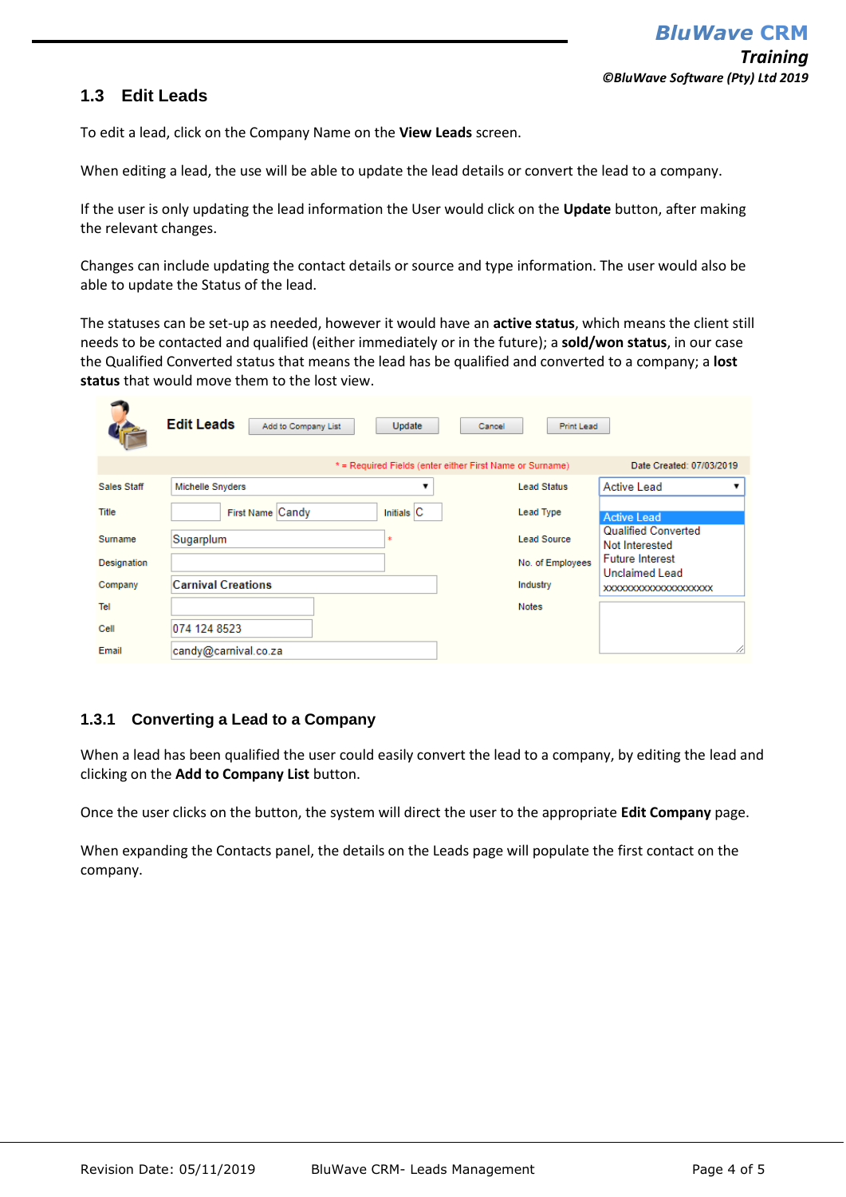## 1.3 Edit Leads

To edit a lead, click on the Company Name on the **View Leads** screen.

When editing a lead, the use will be able to update the lead details or convert the lead to a company.

If the user is only updating the lead information the User would click on the **Update** button, after making the relevant changes.

Changes can include updating the contact details or source and type information. The user would also be able to update the Status of the lead.

The statuses can be set-up as needed, however it would have an **active status**, which means the client still needs to be contacted and qualified (either immediately or in the future); a **sold/won status**, in our case the Qualified Converted status that means the lead has be qualified and converted to a company; a **lost status** that would move them to the lost view.

### 1.3.1 Converting a Lead to a Company

When a lead has been qualified the user could easily convert the lead to a company, by editing the lead and clicking on the **Add to Company List** button.

Once the user clicks on the button, the system will direct the user to the appropriate **Edit Company** page.

When expanding the Contacts panel, the details on the Leads page will populate the first contact on the company.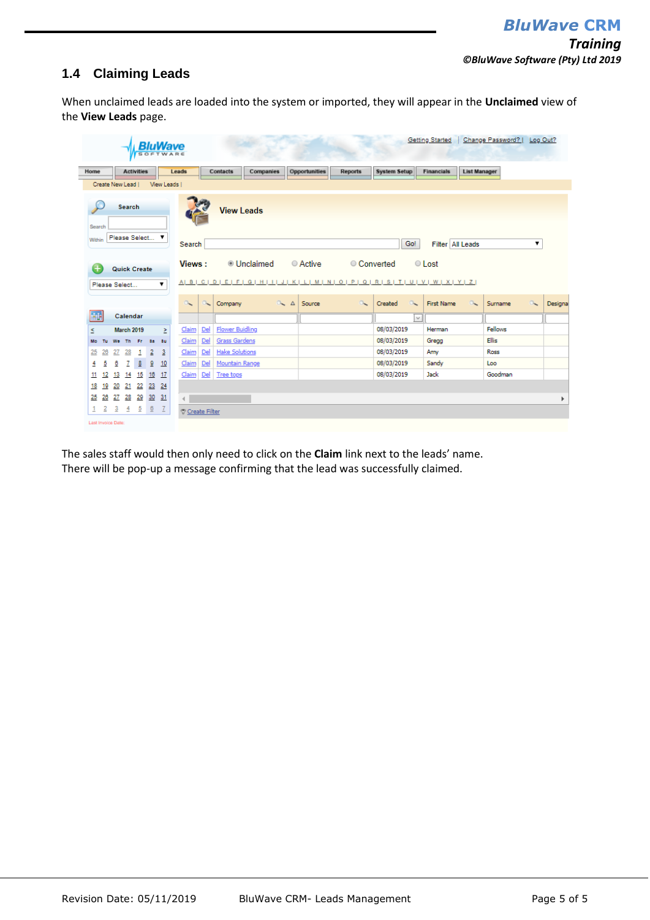## 1.4 Claiming Leads

When unclaimed leads are loaded into the system or imported, they will appear in the **Unclaimed** view of the **View Leads** page.

The sales staff would then only need to click on the **Claim** link next to the leads' name.
There will be pop-up a message confirming that the lead was successfully claimed.